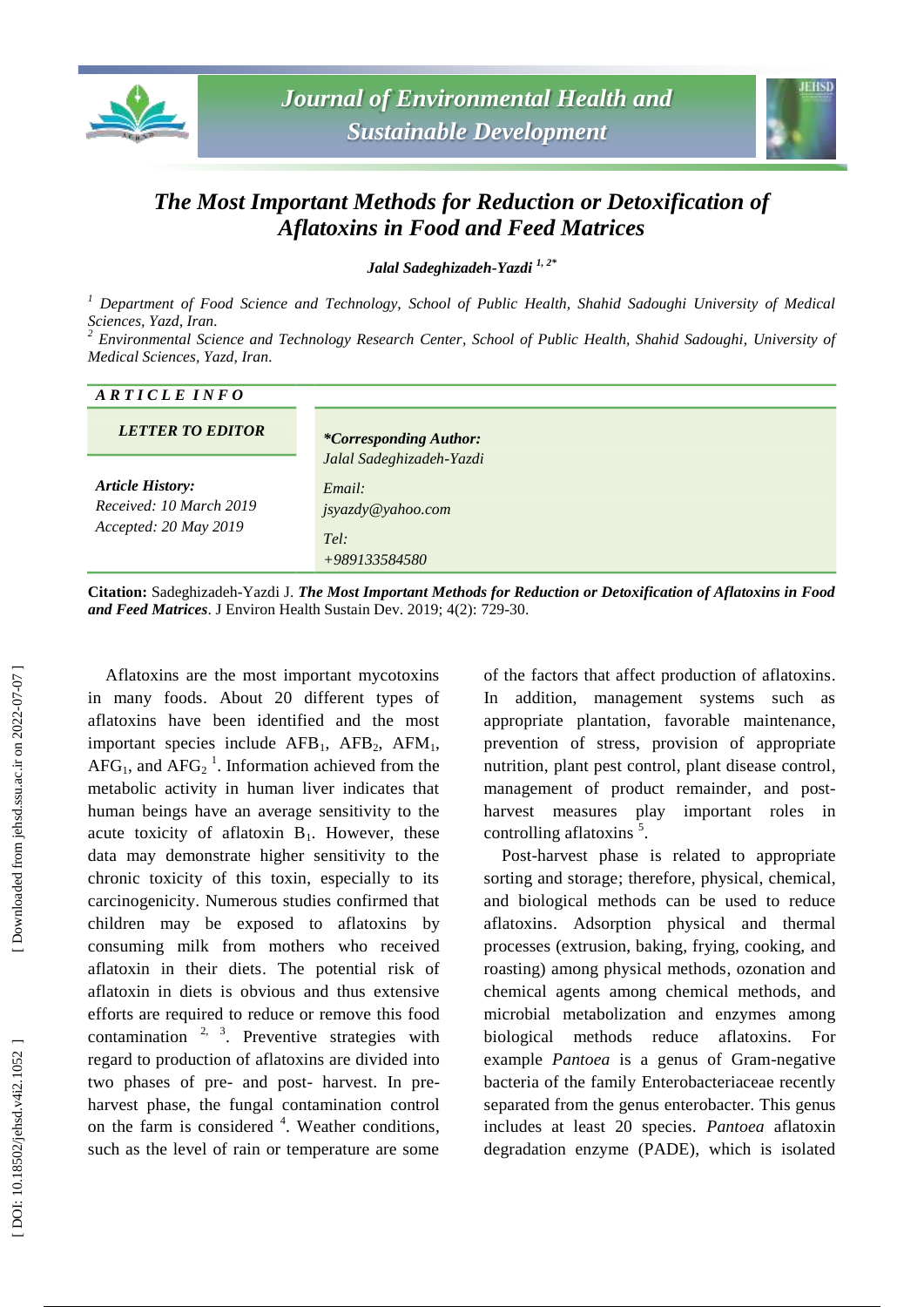# The Most Important Methods for Reduction or Detoxification of Aflatoxins in Food and Feed Matrices

***Jalal Sadeghizadeh-Yazdi*** [1, 2*]

[1] *Department of Food Science and Technology, School of Public Health, Shahid Sadoughi University of Medical Sciences, Yazd, Iran.*
[2] *Environmental Science and Technology Research Center, School of Public Health, Shahid Sadoughi, University of Medical Sciences, Yazd, Iran.*

| ARTICLE INFO | |
|---|---|
| **LETTER TO EDITOR** | ***Corresponding Author:** *Jalal Sadeghizadeh-Yazdi* |
| ***Article History:*** *Received: 10 March 2019* *Accepted: 20 May 2019* | *Email:* *jsyazdy@yahoo.com* *Tel:* *+989133584580* |

**Citation:** Sadeghizadeh-Yazdi J. ***The Most Important Methods for Reduction or Detoxification of Aflatoxins in Food and Feed Matrices***. J Environ Health Sustain Dev. 2019; 4(2): 729-30.

Aflatoxins are the most important mycotoxins in many foods. About 20 different types of aflatoxins have been identified and the most important species include $AFB_1$, $AFB_2$, $AFM_1$, $AFG_1$, and $AFG_2$ [1]. Information achieved from the metabolic activity in human liver indicates that human beings have an average sensitivity to the acute toxicity of aflatoxin $B_1$. However, these data may demonstrate higher sensitivity to the chronic toxicity of this toxin, especially to its carcinogenicity. Numerous studies confirmed that children may be exposed to aflatoxins by consuming milk from mothers who received aflatoxin in their diets. The potential risk of aflatoxin in diets is obvious and thus extensive efforts are required to reduce or remove this food contamination [2, 3]. Preventive strategies with regard to production of aflatoxins are divided into two phases of pre- and post- harvest. In pre-harvest phase, the fungal contamination control on the farm is considered [4]. Weather conditions, such as the level of rain or temperature are some of the factors that affect production of aflatoxins. In addition, management systems such as appropriate plantation, favorable maintenance, prevention of stress, provision of appropriate nutrition, plant pest control, plant disease control, management of product remainder, and post-harvest measures play important roles in controlling aflatoxins [5].

Post-harvest phase is related to appropriate sorting and storage; therefore, physical, chemical, and biological methods can be used to reduce aflatoxins. Adsorption physical and thermal processes (extrusion, baking, frying, cooking, and roasting) among physical methods, ozonation and chemical agents among chemical methods, and microbial metabolization and enzymes among biological methods reduce aflatoxins. For example *Pantoea* is a genus of Gram-negative bacteria of the family Enterobacteriaceae recently separated from the genus enterobacter. This genus includes at least 20 species. *Pantoea* aflatoxin degradation enzyme (PADE), which is isolated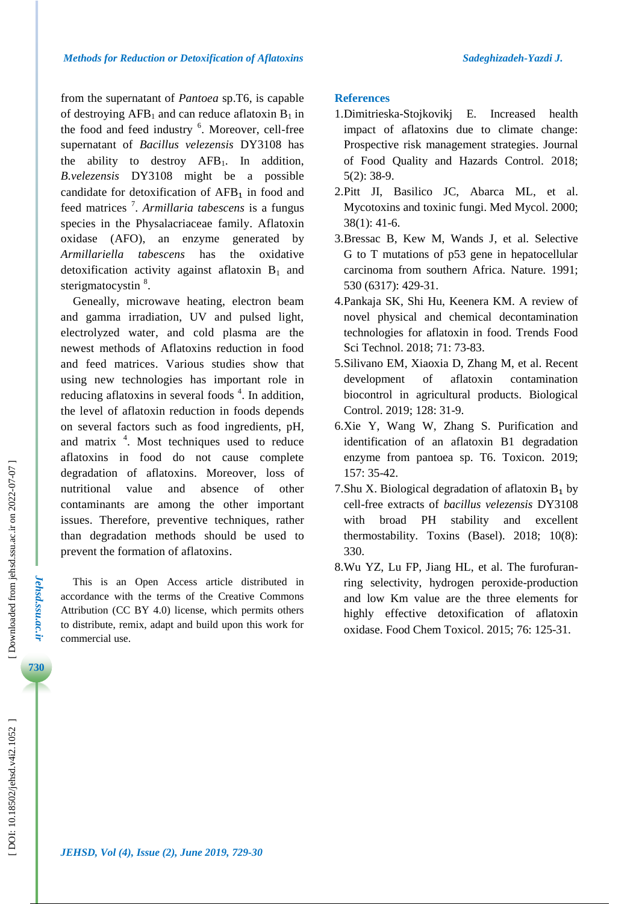from the supernatant of *Pantoea* sp.T6, is capable of destroying $AFB_1$ and can reduce aflatoxin $B_1$ in the food and feed industry [6]. Moreover, cell-free supernatant of *Bacillus velezensis* DY3108 has the ability to destroy $AFB_1$. In addition, *B.velezensis* DY3108 might be a possible candidate for detoxification of $AFB_1$ in food and feed matrices [7]. *Armillaria tabescens* is a fungus species in the Physalacriaceae family. Aflatoxin oxidase (AFO), an enzyme generated by *Armillariella tabescens* has the oxidative detoxification activity against aflatoxin $B_1$ and sterigmatocystin [8].

Geneally, microwave heating, electron beam and gamma irradiation, UV and pulsed light, electrolyzed water, and cold plasma are the newest methods of Aflatoxins reduction in food and feed matrices. Various studies show that using new technologies has important role in reducing aflatoxins in several foods [4]. In addition, the level of aflatoxin reduction in foods depends on several factors such as food ingredients, pH, and matrix [4]. Most techniques used to reduce aflatoxins in food do not cause complete degradation of aflatoxins. Moreover, loss of nutritional value and absence of other contaminants are among the other important issues. Therefore, preventive techniques, rather than degradation methods should be used to prevent the formation of aflatoxins.

This is an Open Access article distributed in accordance with the terms of the Creative Commons Attribution (CC BY 4.0) license, which permits others to distribute, remix, adapt and build upon this work for commercial use.

## References

1. Dimitrieska-Stojkovikj E. Increased health impact of aflatoxins due to climate change: Prospective risk management strategies. Journal of Food Quality and Hazards Control. 2018; 5(2): 38-9.
2. Pitt JI, Basilico JC, Abarca ML, et al. Mycotoxins and toxinic fungi. Med Mycol. 2000; 38(1): 41-6.
3. Bressac B, Kew M, Wands J, et al. Selective G to T mutations of p53 gene in hepatocellular carcinoma from southern Africa. Nature. 1991; 530 (6317): 429-31.
4. Pankaja SK, Shi Hu, Keenera KM. A review of novel physical and chemical decontamination technologies for aflatoxin in food. Trends Food Sci Technol. 2018; 71: 73-83.
5. Silivano EM, Xiaoxia D, Zhang M, et al. Recent development of aflatoxin contamination biocontrol in agricultural products. Biological Control. 2019; 128: 31-9.
6. Xie Y, Wang W, Zhang S. Purification and identification of an aflatoxin B1 degradation enzyme from pantoea sp. T6. Toxicon. 2019; 157: 35-42.
7. Shu X. Biological degradation of aflatoxin $B_1$ by cell-free extracts of *bacillus velezensis* DY3108 with broad PH stability and excellent thermostability. Toxins (Basel). 2018; 10(8): 330.
8. Wu YZ, Lu FP, Jiang HL, et al. The furofuran-ring selectivity, hydrogen peroxide-production and low Km value are the three elements for highly effective detoxification of aflatoxin oxidase. Food Chem Toxicol. 2015; 76: 125-31.